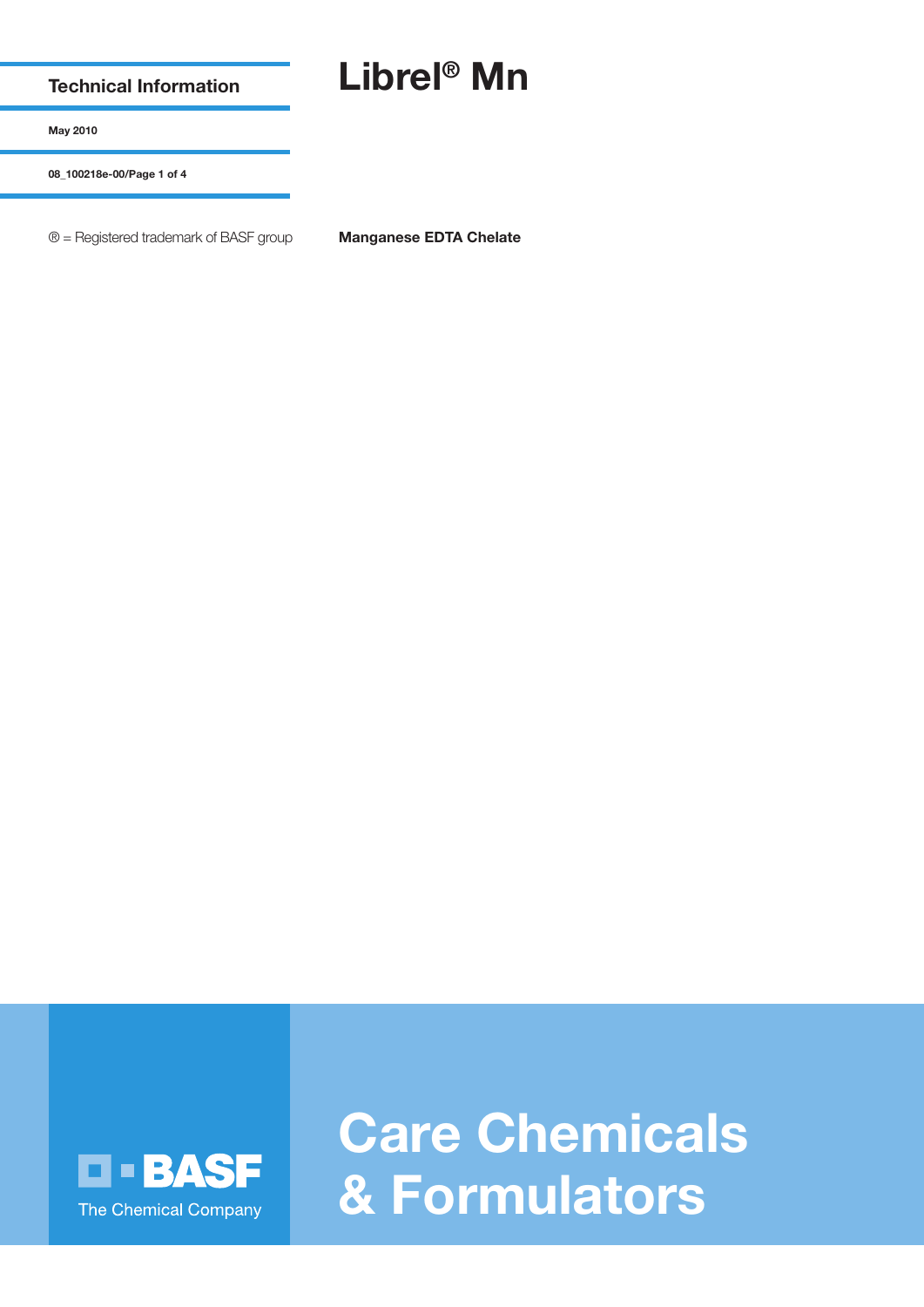Technical Information

May 2010

08_100218e-00

® = Registered trademark of BASF group

# Librel® Mn

**Manganese EDTA Chelate**

BASF
The Chemical Company

# Care Chemicals & Formulators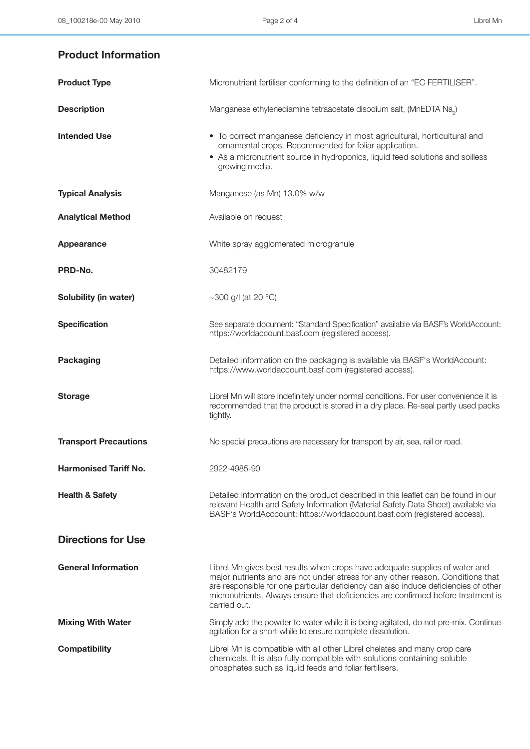## Product Information

| | |
|---|---|
| **Product Type** | Micronutrient fertiliser conforming to the definition of an "EC FERTILISER". |
| **Description** | Manganese ethylenediamine tetraacetate disodium salt, (MnEDTA $Na_2$) |
| **Intended Use** | • To correct manganese deficiency in most agricultural, horticultural and ornamental crops. Recommended for foliar application.<br>• As a micronutrient source in hydroponics, liquid feed solutions and soilless growing media. |
| **Typical Analysis** | Manganese (as Mn) 13.0% w/w |
| **Analytical Method** | Available on request |
| **Appearance** | White spray agglomerated microgranule |
| **PRD-No.** | 30482179 |
| **Solubility (in water)** | ~300 g/l (at 20 °C) |
| **Specification** | See separate document: "Standard Specification" available via BASF's WorldAccount: https://worldaccount.basf.com (registered access). |
| **Packaging** | Detailed information on the packaging is available via BASF's WorldAccount: https://www.worldaccount.basf.com (registered access). |
| **Storage** | Librel Mn will store indefinitely under normal conditions. For user convenience it is recommended that the product is stored in a dry place. Re-seal partly used packs tightly. |
| **Transport Precautions** | No special precautions are necessary for transport by air, sea, rail or road. |
| **Harmonised Tariff No.** | 2922-4985-90 |
| **Health & Safety** | Detailed information on the product described in this leaflet can be found in our relevant Health and Safety Information (Material Safety Data Sheet) available via BASF's WorldAcccount: https://worldaccount.basf.com (registered access). |

## Directions for Use

| | |
|---|---|
| **General Information** | Librel Mn gives best results when crops have adequate supplies of water and major nutrients and are not under stress for any other reason. Conditions that are responsible for one particular deficiency can also induce deficiencies of other micronutrients. Always ensure that deficiencies are confirmed before treatment is carried out. |
| **Mixing With Water** | Simply add the powder to water while it is being agitated, do not pre-mix. Continue agitation for a short while to ensure complete dissolution. |
| **Compatibility** | Librel Mn is compatible with all other Librel chelates and many crop care chemicals. It is also fully compatible with solutions containing soluble phosphates such as liquid feeds and foliar fertilisers. |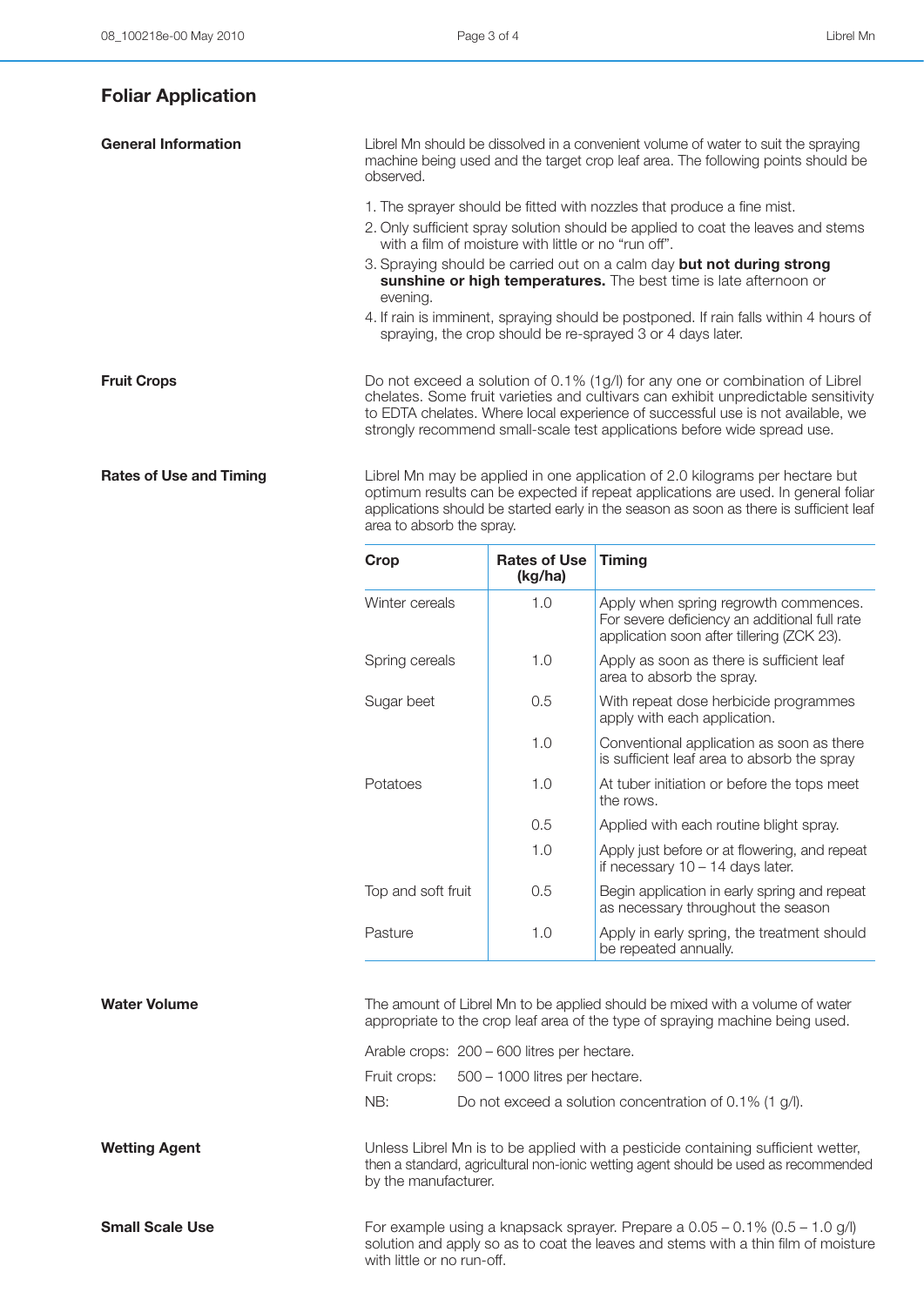## Foliar Application

### General Information

Librel Mn should be dissolved in a convenient volume of water to suit the spraying machine being used and the target crop leaf area. The following points should be observed.

1. The sprayer should be fitted with nozzles that produce a fine mist.
2. Only sufficient spray solution should be applied to coat the leaves and stems with a film of moisture with little or no "run off".
3. Spraying should be carried out on a calm day **but not during strong sunshine or high temperatures.** The best time is late afternoon or evening.
4. If rain is imminent, spraying should be postponed. If rain falls within 4 hours of spraying, the crop should be re-sprayed 3 or 4 days later.

### Fruit Crops

Do not exceed a solution of 0.1% (1g/l) for any one or combination of Librel chelates. Some fruit varieties and cultivars can exhibit unpredictable sensitivity to EDTA chelates. Where local experience of successful use is not available, we strongly recommend small-scale test applications before wide spread use.

### Rates of Use and Timing

Librel Mn may be applied in one application of 2.0 kilograms per hectare but optimum results can be expected if repeat applications are used. In general foliar applications should be started early in the season as soon as there is sufficient leaf area to absorb the spray.

| Crop | Rates of Use (kg/ha) | Timing |
|---|---|---|
| Winter cereals | 1.0 | Apply when spring regrowth commences. For severe deficiency an additional full rate application soon after tillering (ZCK 23). |
| Spring cereals | 1.0 | Apply as soon as there is sufficient leaf area to absorb the spray. |
| Sugar beet | 0.5 | With repeat dose herbicide programmes apply with each application. |
| | 1.0 | Conventional application as soon as there is sufficient leaf area to absorb the spray |
| Potatoes | 1.0 | At tuber initiation or before the tops meet the rows. |
| | 0.5 | Applied with each routine blight spray. |
| | 1.0 | Apply just before or at flowering, and repeat if necessary 10 – 14 days later. |
| Top and soft fruit | 0.5 | Begin application in early spring and repeat as necessary throughout the season |
| Pasture | 1.0 | Apply in early spring, the treatment should be repeated annually. |

### Water Volume

The amount of Librel Mn to be applied should be mixed with a volume of water appropriate to the crop leaf area of the type of spraying machine being used.

Arable crops: 200 – 600 litres per hectare.

Fruit crops: 500 – 1000 litres per hectare.

NB: Do not exceed a solution concentration of 0.1% (1 g/l).

### Wetting Agent

Unless Librel Mn is to be applied with a pesticide containing sufficient wetter, then a standard, agricultural non-ionic wetting agent should be used as recommended by the manufacturer.

### Small Scale Use

For example using a knapsack sprayer. Prepare a 0.05 – 0.1% (0.5 – 1.0 g/l) solution and apply so as to coat the leaves and stems with a thin film of moisture with little or no run-off.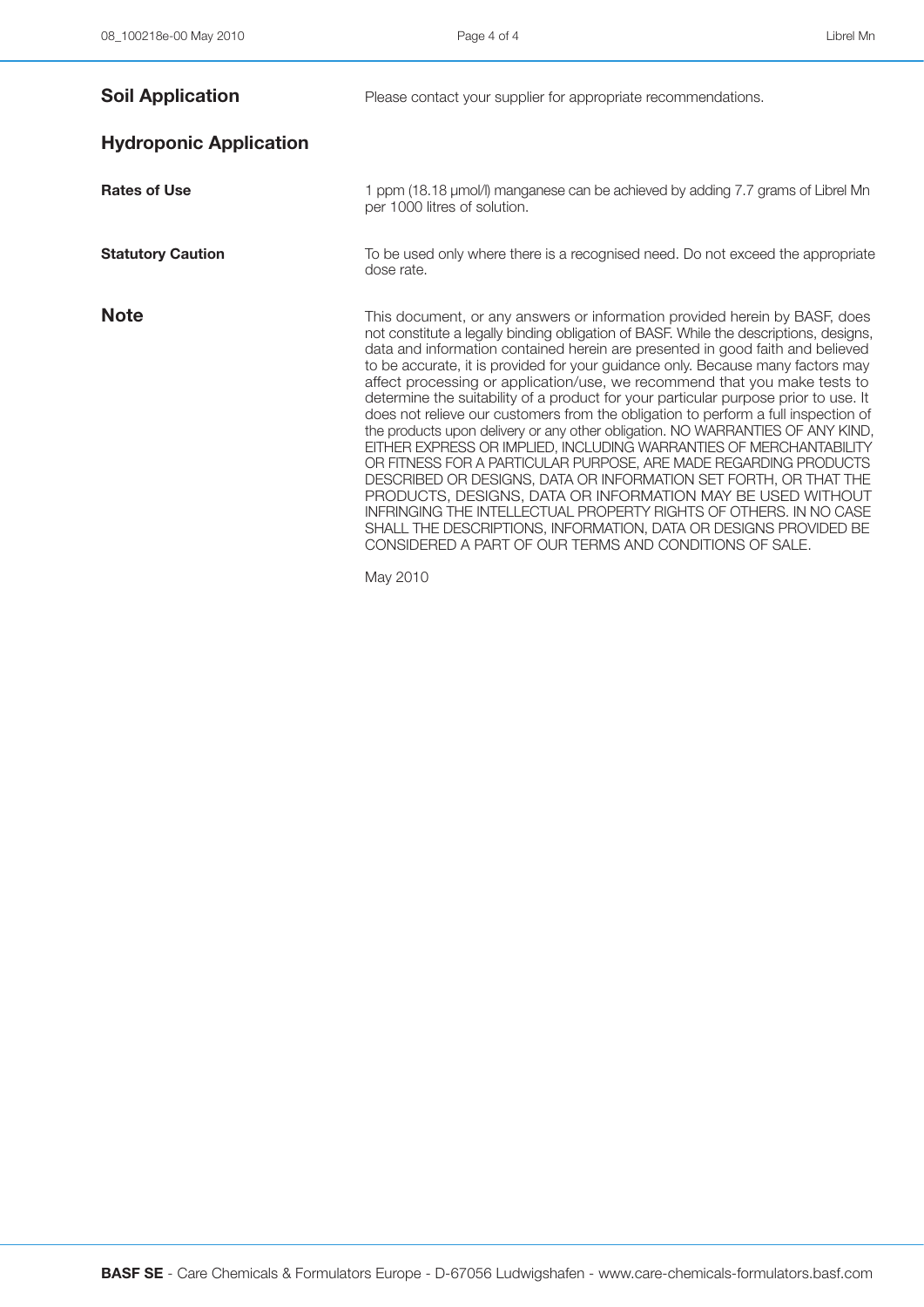## Soil Application

Please contact your supplier for appropriate recommendations.

## Hydroponic Application

**Rates of Use**

1 ppm (18.18 µmol/l) manganese can be achieved by adding 7.7 grams of Librel Mn per 1000 litres of solution.

**Statutory Caution**

To be used only where there is a recognised need. Do not exceed the appropriate dose rate.

## Note

This document, or any answers or information provided herein by BASF, does not constitute a legally binding obligation of BASF. While the descriptions, designs, data and information contained herein are presented in good faith and believed to be accurate, it is provided for your guidance only. Because many factors may affect processing or application/use, we recommend that you make tests to determine the suitability of a product for your particular purpose prior to use. It does not relieve our customers from the obligation to perform a full inspection of the products upon delivery or any other obligation. NO WARRANTIES OF ANY KIND, EITHER EXPRESS OR IMPLIED, INCLUDING WARRANTIES OF MERCHANTABILITY OR FITNESS FOR A PARTICULAR PURPOSE, ARE MADE REGARDING PRODUCTS DESCRIBED OR DESIGNS, DATA OR INFORMATION SET FORTH, OR THAT THE PRODUCTS, DESIGNS, DATA OR INFORMATION MAY BE USED WITHOUT INFRINGING THE INTELLECTUAL PROPERTY RIGHTS OF OTHERS. IN NO CASE SHALL THE DESCRIPTIONS, INFORMATION, DATA OR DESIGNS PROVIDED BE CONSIDERED A PART OF OUR TERMS AND CONDITIONS OF SALE.

May 2010

**BASF SE** - Care Chemicals & Formulators Europe - D-67056 Ludwigshafen - www.care-chemicals-formulators.basf.com